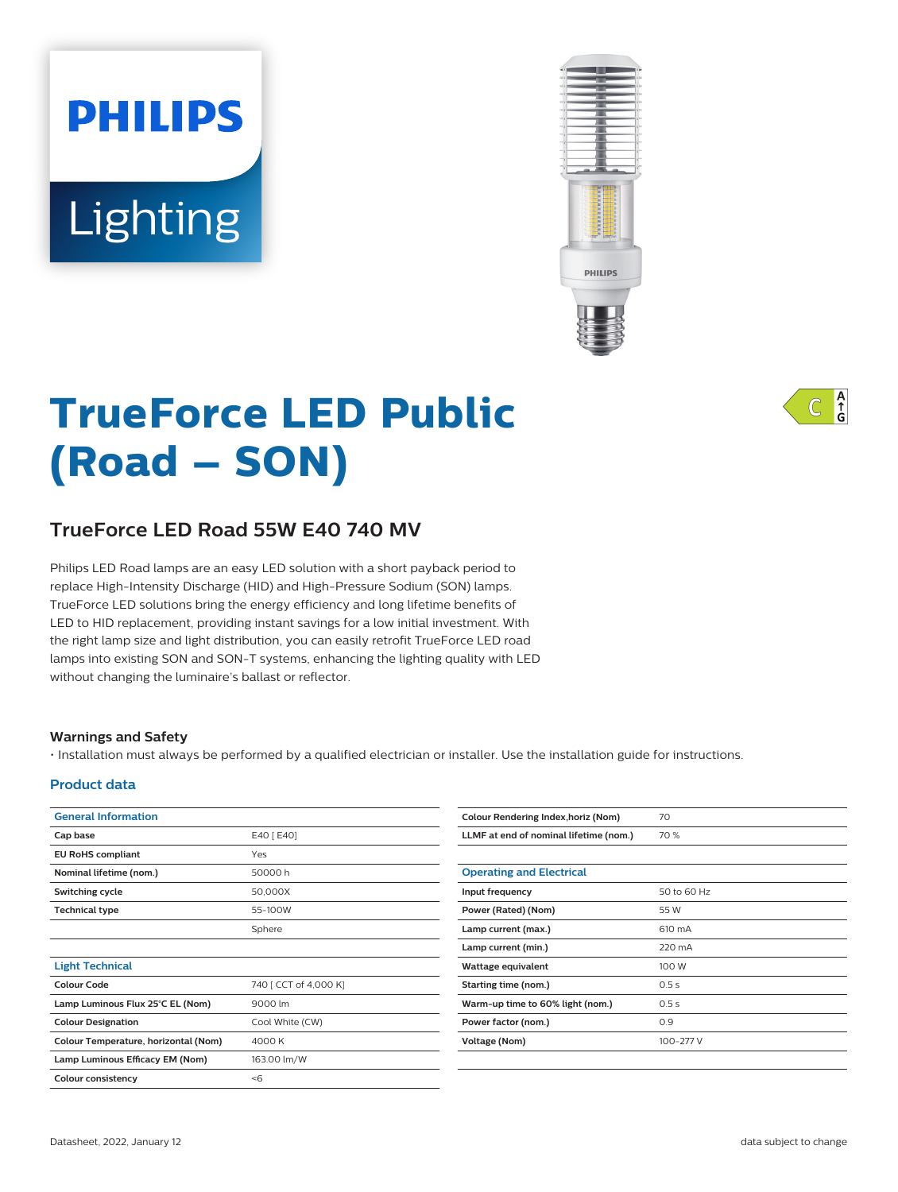# TrueForce LED Public (Road – SON)

## TrueForce LED Road 55W E40 740 MV

Philips LED Road lamps are an easy LED solution with a short payback period to replace High-Intensity Discharge (HID) and High-Pressure Sodium (SON) lamps. TrueForce LED solutions bring the energy efficiency and long lifetime benefits of LED to HID replacement, providing instant savings for a low initial investment. With the right lamp size and light distribution, you can easily retrofit TrueForce LED road lamps into existing SON and SON-T systems, enhancing the lighting quality with LED without changing the luminaire's ballast or reflector.

### Warnings and Safety

• Installation must always be performed by a qualified electrician or installer. Use the installation guide for instructions.

### Product data

| General Information | |
|---|---|
| Cap base | E40 [ E40] |
| EU RoHS compliant | Yes |
| Nominal lifetime (nom.) | 50000 h |
| Switching cycle | 50,000X |
| Technical type | 55-100W |
| | Sphere |

| Light Technical | |
|---|---|
| Colour Code | 740 [ CCT of 4,000 K] |
| Lamp Luminous Flux 25°C EL (Nom) | 9000 lm |
| Colour Designation | Cool White (CW) |
| Colour Temperature, horizontal (Nom) | 4000 K |
| Lamp Luminous Efficacy EM (Nom) | 163.00 lm/W |
| Colour consistency | <6 |
| Colour Rendering Index,horiz (Nom) | 70 |
| LLMF at end of nominal lifetime (nom.) | 70 % |

| Operating and Electrical | |
|---|---|
| Input frequency | 50 to 60 Hz |
| Power (Rated) (Nom) | 55 W |
| Lamp current (max.) | 610 mA |
| Lamp current (min.) | 220 mA |
| Wattage equivalent | 100 W |
| Starting time (nom.) | 0.5 s |
| Warm-up time to 60% light (nom.) | 0.5 s |
| Power factor (nom.) | 0.9 |
| Voltage (Nom) | 100-277 V |

Datasheet, 2022, January 12

data subject to change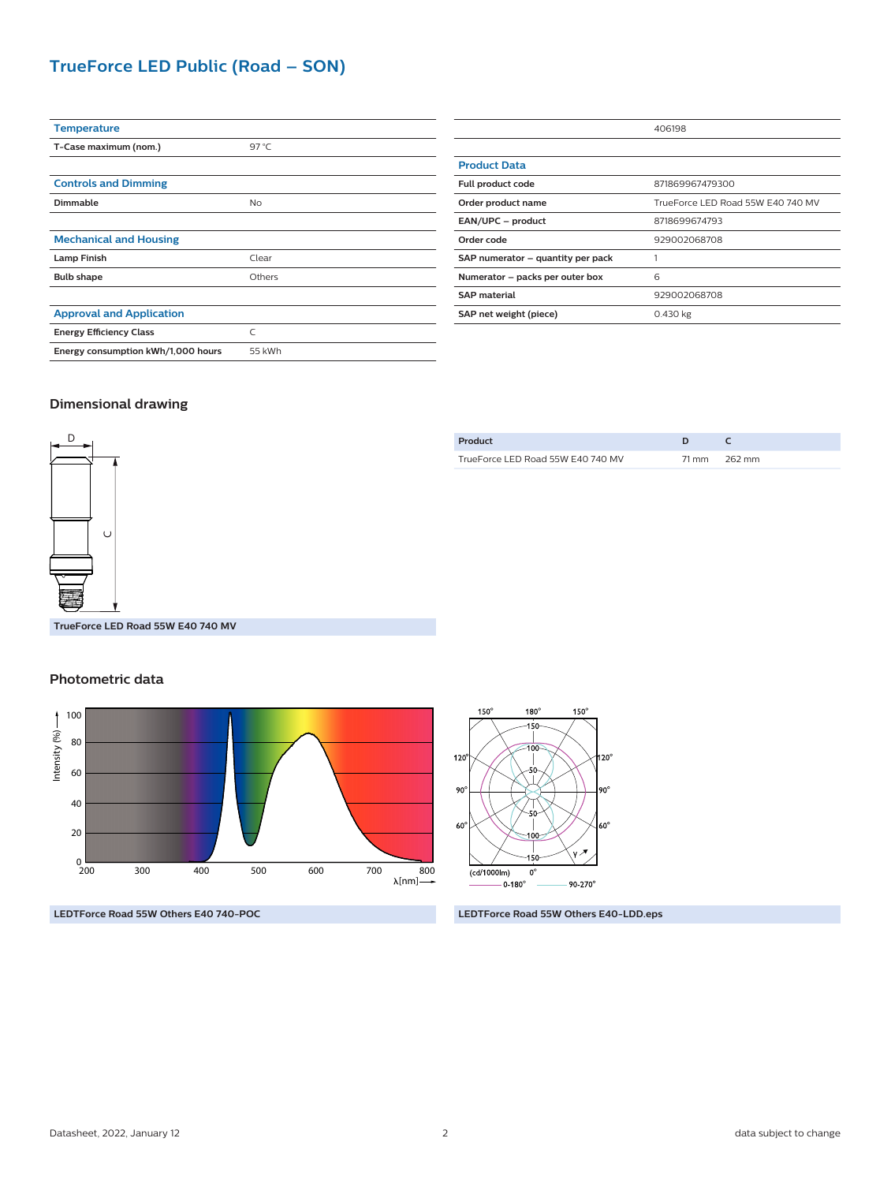## TrueForce LED Public (Road – SON)

| Temperature | |
|---|---|
| T-Case maximum (nom.) | 97 °C |

| Controls and Dimming | |
|---|---|
| Dimmable | No |

| Mechanical and Housing | |
|---|---|
| Lamp Finish | Clear |
| Bulb shape | Others |

| Approval and Application | |
|---|---|
| Energy Efficiency Class | C |
| Energy consumption kWh/1,000 hours | 55 kWh |

| | 406198 |
|---|---|

| Product Data | |
|---|---|
| Full product code | 871869967479300 |
| Order product name | TrueForce LED Road 55W E40 740 MV |
| EAN/UPC – product | 8718699674793 |
| Order code | 929002068708 |
| SAP numerator – quantity per pack | 1 |
| Numerator – packs per outer box | 6 |
| SAP material | 929002068708 |
| SAP net weight (piece) | 0.430 kg |

### Dimensional drawing

TrueForce LED Road 55W E40 740 MV

| Product | D | C |
|---|---|---|
| TrueForce LED Road 55W E40 740 MV | 71 mm | 262 mm |

### Photometric data

LEDTForce Road 55W Others E40 740-POC

LEDTForce Road 55W Others E40-LDD.eps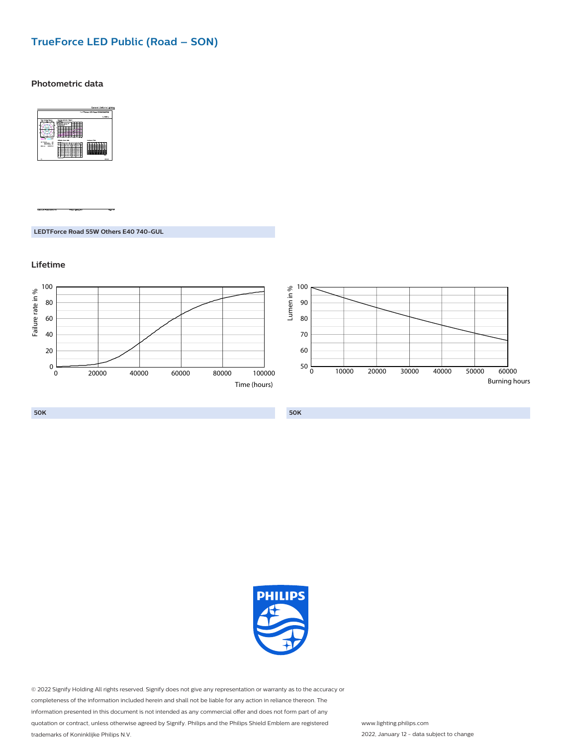# TrueForce LED Public (Road – SON)

## Photometric data

LEDTForce Road 55W Others E40 740-GUL

## Lifetime

Failure rate in %
100
80
60
40
20
0
0
20000
40000
60000
80000
100000
Time (hours)

50K

Lumen in %
100
90
80
70
60
50
0
10000
20000
30000
40000
50000
60000
Burning hours

50K

© 2022 Signify Holding All rights reserved. Signify does not give any representation or warranty as to the accuracy or completeness of the information included herein and shall not be liable for any action in reliance thereon. The information presented in this document is not intended as any commercial offer and does not form part of any quotation or contract, unless otherwise agreed by Signify. Philips and the Philips Shield Emblem are registered trademarks of Koninklijke Philips N.V.

www.lighting.philips.com

2022, January 12 - data subject to change